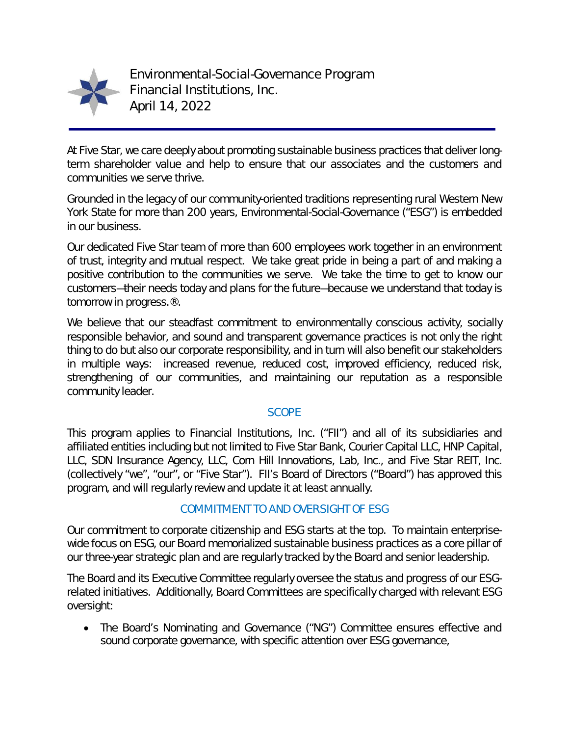# Environmental-Social-Governance Program
## Financial Institutions, Inc.
## April 14, 2022

At Five Star, we care deeply about promoting sustainable business practices that deliver long-term shareholder value and help to ensure that our associates and the customers and communities we serve thrive.

Grounded in the legacy of our community-oriented traditions representing rural Western New York State for more than 200 years, Environmental-Social-Governance ("ESG") is embedded in our business.

Our dedicated Five Star team of more than 600 employees work together in an environment of trust, integrity and mutual respect. We take great pride in being a part of and making a positive contribution to the communities we serve. We take the time to get to know our customers—their needs today and plans for the future—because we understand that today is tomorrow in progress.®.

We believe that our steadfast commitment to environmentally conscious activity, socially responsible behavior, and sound and transparent governance practices is not only the right thing to do but also our corporate responsibility, and in turn will also benefit our stakeholders in multiple ways: increased revenue, reduced cost, improved efficiency, reduced risk, strengthening of our communities, and maintaining our reputation as a responsible community leader.

## SCOPE

This program applies to Financial Institutions, Inc. ("FII") and all of its subsidiaries and affiliated entities including but not limited to Five Star Bank, Courier Capital LLC, HNP Capital, LLC, SDN Insurance Agency, LLC, Corn Hill Innovations, Lab, Inc., and Five Star REIT, Inc. (collectively "we", "our", or "Five Star"). FII's Board of Directors ("Board") has approved this program, and will regularly review and update it at least annually.

## COMMITMENT TO AND OVERSIGHT OF ESG

Our commitment to corporate citizenship and ESG starts at the top. To maintain enterprise-wide focus on ESG, our Board memorialized sustainable business practices as a core pillar of our three-year strategic plan and are regularly tracked by the Board and senior leadership.

The Board and its Executive Committee regularly oversee the status and progress of our ESG-related initiatives. Additionally, Board Committees are specifically charged with relevant ESG oversight:

- The Board's Nominating and Governance ("NG") Committee ensures effective and sound corporate governance, with specific attention over ESG governance,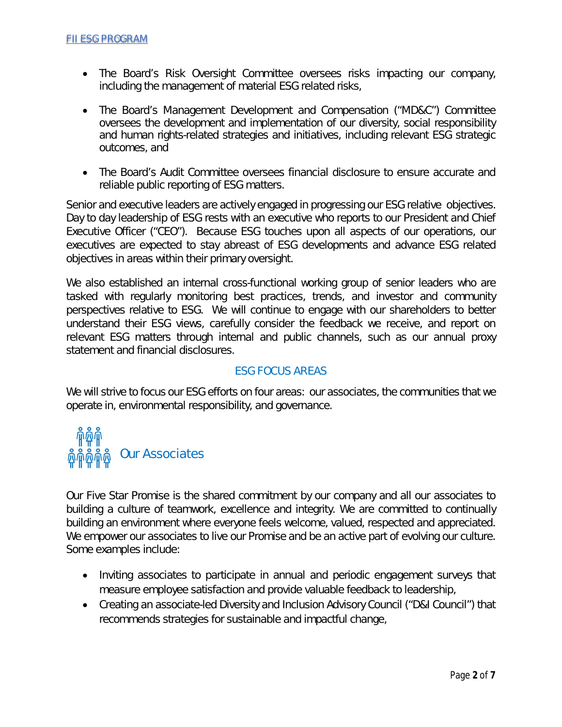- The Board's Risk Oversight Committee oversees risks impacting our company, including the management of material ESG related risks,

- The Board's Management Development and Compensation ("MD&C") Committee oversees the development and implementation of our diversity, social responsibility and human rights-related strategies and initiatives, including relevant ESG strategic outcomes, and

- The Board's Audit Committee oversees financial disclosure to ensure accurate and reliable public reporting of ESG matters.

Senior and executive leaders are actively engaged in progressing our ESG relative objectives. Day to day leadership of ESG rests with an executive who reports to our President and Chief Executive Officer ("CEO"). Because ESG touches upon all aspects of our operations, our executives are expected to stay abreast of ESG developments and advance ESG related objectives in areas within their primary oversight.

We also established an internal cross-functional working group of senior leaders who are tasked with regularly monitoring best practices, trends, and investor and community perspectives relative to ESG. We will continue to engage with our shareholders to better understand their ESG views, carefully consider the feedback we receive, and report on relevant ESG matters through internal and public channels, such as our annual proxy statement and financial disclosures.

## ESG FOCUS AREAS

We will strive to focus our ESG efforts on four areas: our associates, the communities that we operate in, environmental responsibility, and governance.

### Our Associates

Our Five Star Promise is the shared commitment by our company and all our associates to building a culture of teamwork, excellence and integrity. We are committed to continually building an environment where everyone feels welcome, valued, respected and appreciated. We empower our associates to live our Promise and be an active part of evolving our culture. Some examples include:

- Inviting associates to participate in annual and periodic engagement surveys that measure employee satisfaction and provide valuable feedback to leadership,
- Creating an associate-led Diversity and Inclusion Advisory Council ("D&I Council") that recommends strategies for sustainable and impactful change,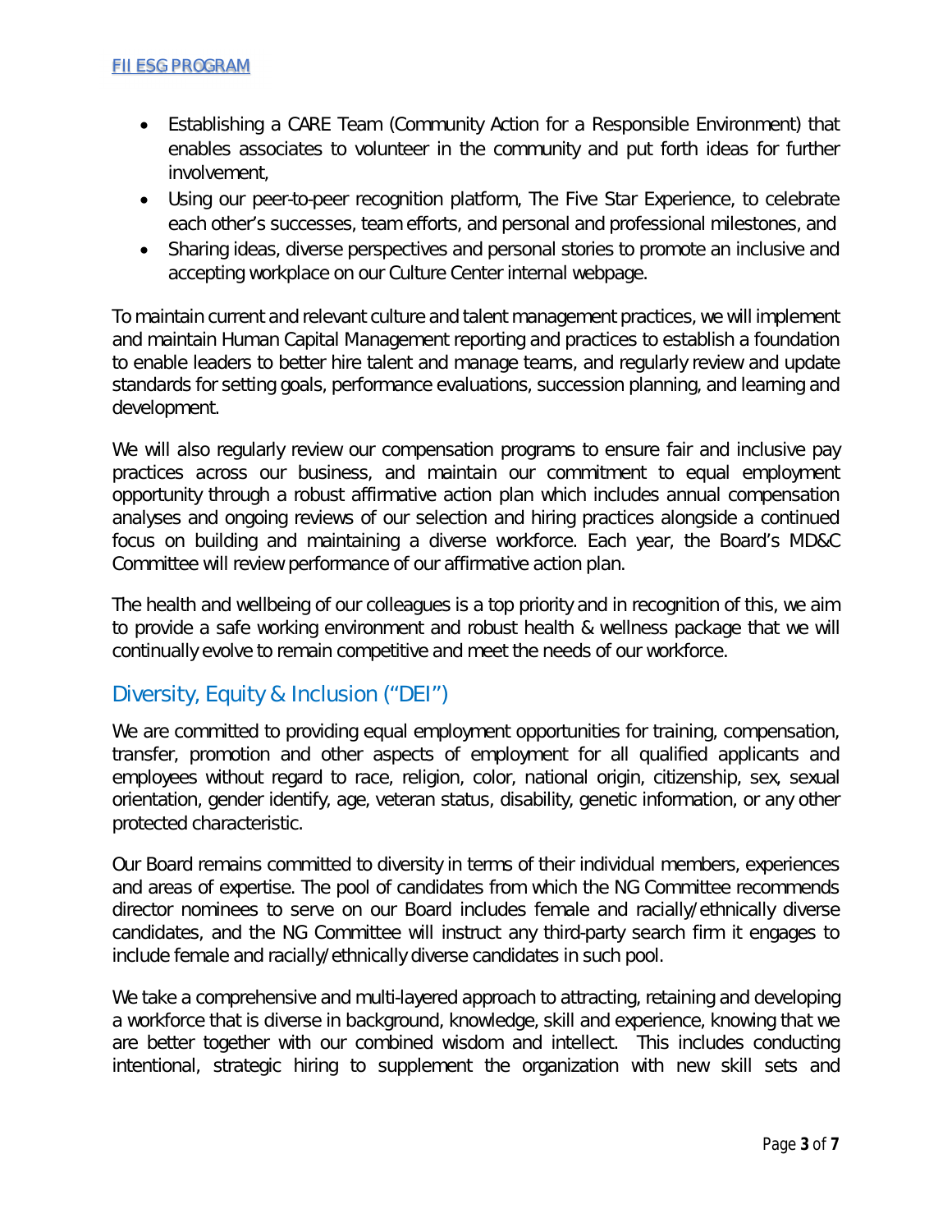- Establishing a CARE Team (Community Action for a Responsible Environment) that enables associates to volunteer in the community and put forth ideas for further involvement,
- Using our peer-to-peer recognition platform, The Five Star Experience, to celebrate each other's successes, team efforts, and personal and professional milestones, and
- Sharing ideas, diverse perspectives and personal stories to promote an inclusive and accepting workplace on our Culture Center internal webpage.

To maintain current and relevant culture and talent management practices, we will implement and maintain Human Capital Management reporting and practices to establish a foundation to enable leaders to better hire talent and manage teams, and regularly review and update standards for setting goals, performance evaluations, succession planning, and learning and development.

We will also regularly review our compensation programs to ensure fair and inclusive pay practices across our business, and maintain our commitment to equal employment opportunity through a robust affirmative action plan which includes annual compensation analyses and ongoing reviews of our selection and hiring practices alongside a continued focus on building and maintaining a diverse workforce. Each year, the Board's MD&C Committee will review performance of our affirmative action plan.

The health and wellbeing of our colleagues is a top priority and in recognition of this, we aim to provide a safe working environment and robust health & wellness package that we will continually evolve to remain competitive and meet the needs of our workforce.

## Diversity, Equity & Inclusion ("DEI")

We are committed to providing equal employment opportunities for training, compensation, transfer, promotion and other aspects of employment for all qualified applicants and employees without regard to race, religion, color, national origin, citizenship, sex, sexual orientation, gender identify, age, veteran status, disability, genetic information, or any other protected characteristic.

Our Board remains committed to diversity in terms of their individual members, experiences and areas of expertise. The pool of candidates from which the NG Committee recommends director nominees to serve on our Board includes female and racially/ethnically diverse candidates, and the NG Committee will instruct any third-party search firm it engages to include female and racially/ethnically diverse candidates in such pool.

We take a comprehensive and multi-layered approach to attracting, retaining and developing a workforce that is diverse in background, knowledge, skill and experience, knowing that we are better together with our combined wisdom and intellect. This includes conducting intentional, strategic hiring to supplement the organization with new skill sets and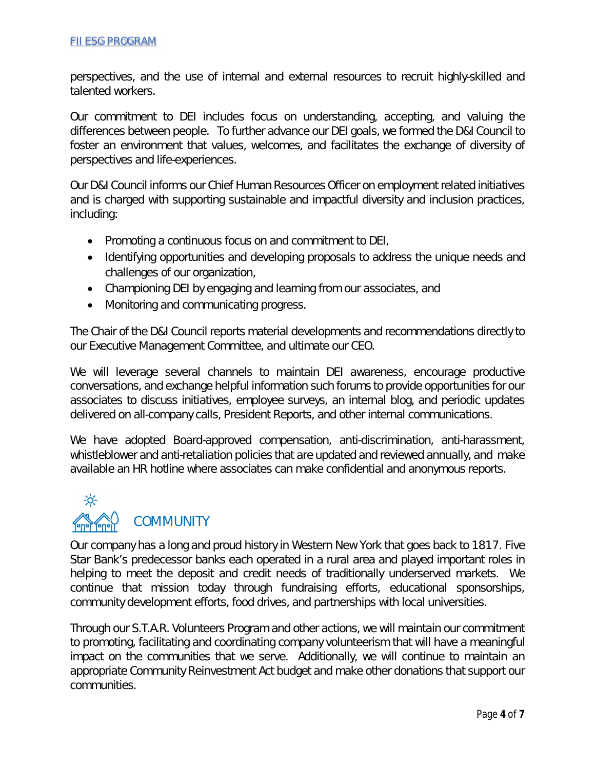perspectives, and the use of internal and external resources to recruit highly-skilled and talented workers.

Our commitment to DEI includes focus on understanding, accepting, and valuing the differences between people. To further advance our DEI goals, we formed the D&I Council to foster an environment that values, welcomes, and facilitates the exchange of diversity of perspectives and life-experiences.

Our D&I Council informs our Chief Human Resources Officer on employment related initiatives and is charged with supporting sustainable and impactful diversity and inclusion practices, including:

- Promoting a continuous focus on and commitment to DEI,
- Identifying opportunities and developing proposals to address the unique needs and challenges of our organization,
- Championing DEI by engaging and learning from our associates, and
- Monitoring and communicating progress.

The Chair of the D&I Council reports material developments and recommendations directly to our Executive Management Committee, and ultimate our CEO.

We will leverage several channels to maintain DEI awareness, encourage productive conversations, and exchange helpful information such forums to provide opportunities for our associates to discuss initiatives, employee surveys, an internal blog, and periodic updates delivered on all-company calls, President Reports, and other internal communications.

We have adopted Board-approved compensation, anti-discrimination, anti-harassment, whistleblower and anti-retaliation policies that are updated and reviewed annually, and make available an HR hotline where associates can make confidential and anonymous reports.

## COMMUNITY

Our company has a long and proud history in Western New York that goes back to 1817. Five Star Bank's predecessor banks each operated in a rural area and played important roles in helping to meet the deposit and credit needs of traditionally underserved markets. We continue that mission today through fundraising efforts, educational sponsorships, community development efforts, food drives, and partnerships with local universities.

Through our S.T.A.R. Volunteers Program and other actions, we will maintain our commitment to promoting, facilitating and coordinating company volunteerism that will have a meaningful impact on the communities that we serve. Additionally, we will continue to maintain an appropriate Community Reinvestment Act budget and make other donations that support our communities.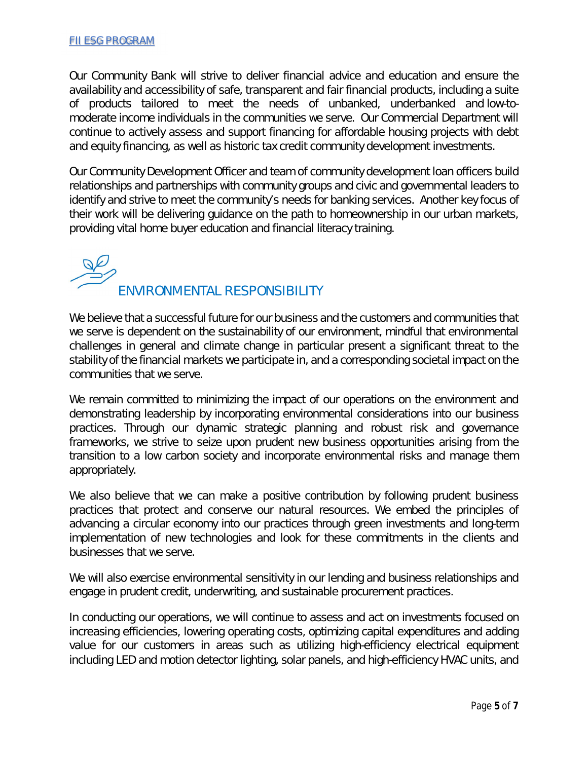Our Community Bank will strive to deliver financial advice and education and ensure the availability and accessibility of safe, transparent and fair financial products, including a suite of products tailored to meet the needs of unbanked, underbanked and low-to-moderate income individuals in the communities we serve. Our Commercial Department will continue to actively assess and support financing for affordable housing projects with debt and equity financing, as well as historic tax credit community development investments.

Our Community Development Officer and team of community development loan officers build relationships and partnerships with community groups and civic and governmental leaders to identify and strive to meet the community's needs for banking services. Another key focus of their work will be delivering guidance on the path to homeownership in our urban markets, providing vital home buyer education and financial literacy training.

## ENVIRONMENTAL RESPONSIBILITY

We believe that a successful future for our business and the customers and communities that we serve is dependent on the sustainability of our environment, mindful that environmental challenges in general and climate change in particular present a significant threat to the stability of the financial markets we participate in, and a corresponding societal impact on the communities that we serve.

We remain committed to minimizing the impact of our operations on the environment and demonstrating leadership by incorporating environmental considerations into our business practices. Through our dynamic strategic planning and robust risk and governance frameworks, we strive to seize upon prudent new business opportunities arising from the transition to a low carbon society and incorporate environmental risks and manage them appropriately.

We also believe that we can make a positive contribution by following prudent business practices that protect and conserve our natural resources. We embed the principles of advancing a circular economy into our practices through green investments and long-term implementation of new technologies and look for these commitments in the clients and businesses that we serve.

We will also exercise environmental sensitivity in our lending and business relationships and engage in prudent credit, underwriting, and sustainable procurement practices.

In conducting our operations, we will continue to assess and act on investments focused on increasing efficiencies, lowering operating costs, optimizing capital expenditures and adding value for our customers in areas such as utilizing high-efficiency electrical equipment including LED and motion detector lighting, solar panels, and high-efficiency HVAC units, and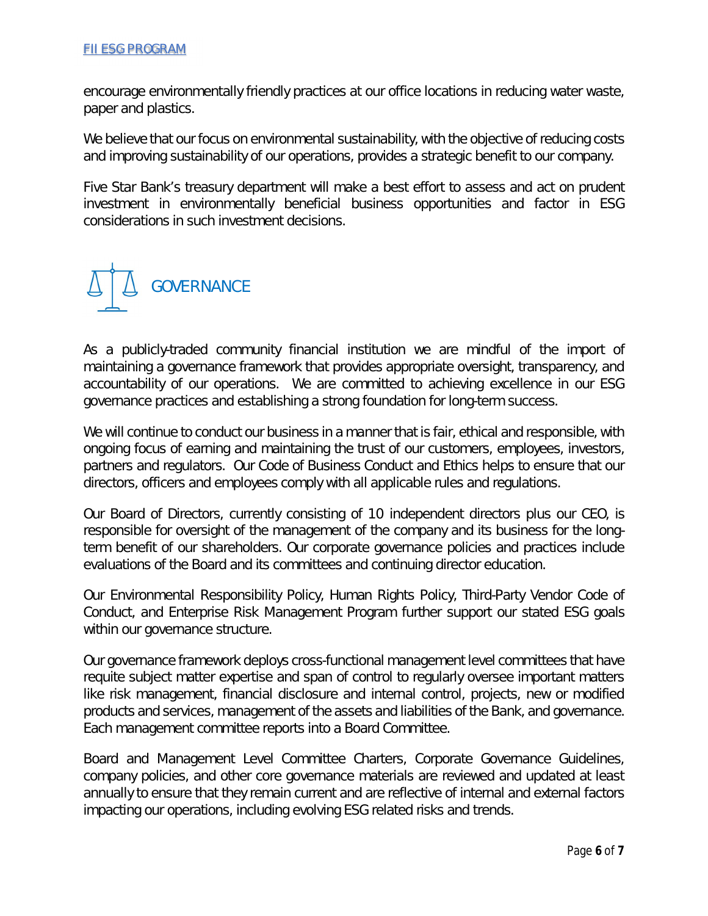encourage environmentally friendly practices at our office locations in reducing water waste, paper and plastics.

We believe that our focus on environmental sustainability, with the objective of reducing costs and improving sustainability of our operations, provides a strategic benefit to our company.

Five Star Bank's treasury department will make a best effort to assess and act on prudent investment in environmentally beneficial business opportunities and factor in ESG considerations in such investment decisions.

## GOVERNANCE

As a publicly-traded community financial institution we are mindful of the import of maintaining a governance framework that provides appropriate oversight, transparency, and accountability of our operations. We are committed to achieving excellence in our ESG governance practices and establishing a strong foundation for long-term success.

We will continue to conduct our business in a manner that is fair, ethical and responsible, with ongoing focus of earning and maintaining the trust of our customers, employees, investors, partners and regulators. Our Code of Business Conduct and Ethics helps to ensure that our directors, officers and employees comply with all applicable rules and regulations.

Our Board of Directors, currently consisting of 10 independent directors plus our CEO, is responsible for oversight of the management of the company and its business for the long-term benefit of our shareholders. Our corporate governance policies and practices include evaluations of the Board and its committees and continuing director education.

Our Environmental Responsibility Policy, Human Rights Policy, Third-Party Vendor Code of Conduct, and Enterprise Risk Management Program further support our stated ESG goals within our governance structure.

Our governance framework deploys cross-functional management level committees that have requite subject matter expertise and span of control to regularly oversee important matters like risk management, financial disclosure and internal control, projects, new or modified products and services, management of the assets and liabilities of the Bank, and governance. Each management committee reports into a Board Committee.

Board and Management Level Committee Charters, Corporate Governance Guidelines, company policies, and other core governance materials are reviewed and updated at least annually to ensure that they remain current and are reflective of internal and external factors impacting our operations, including evolving ESG related risks and trends.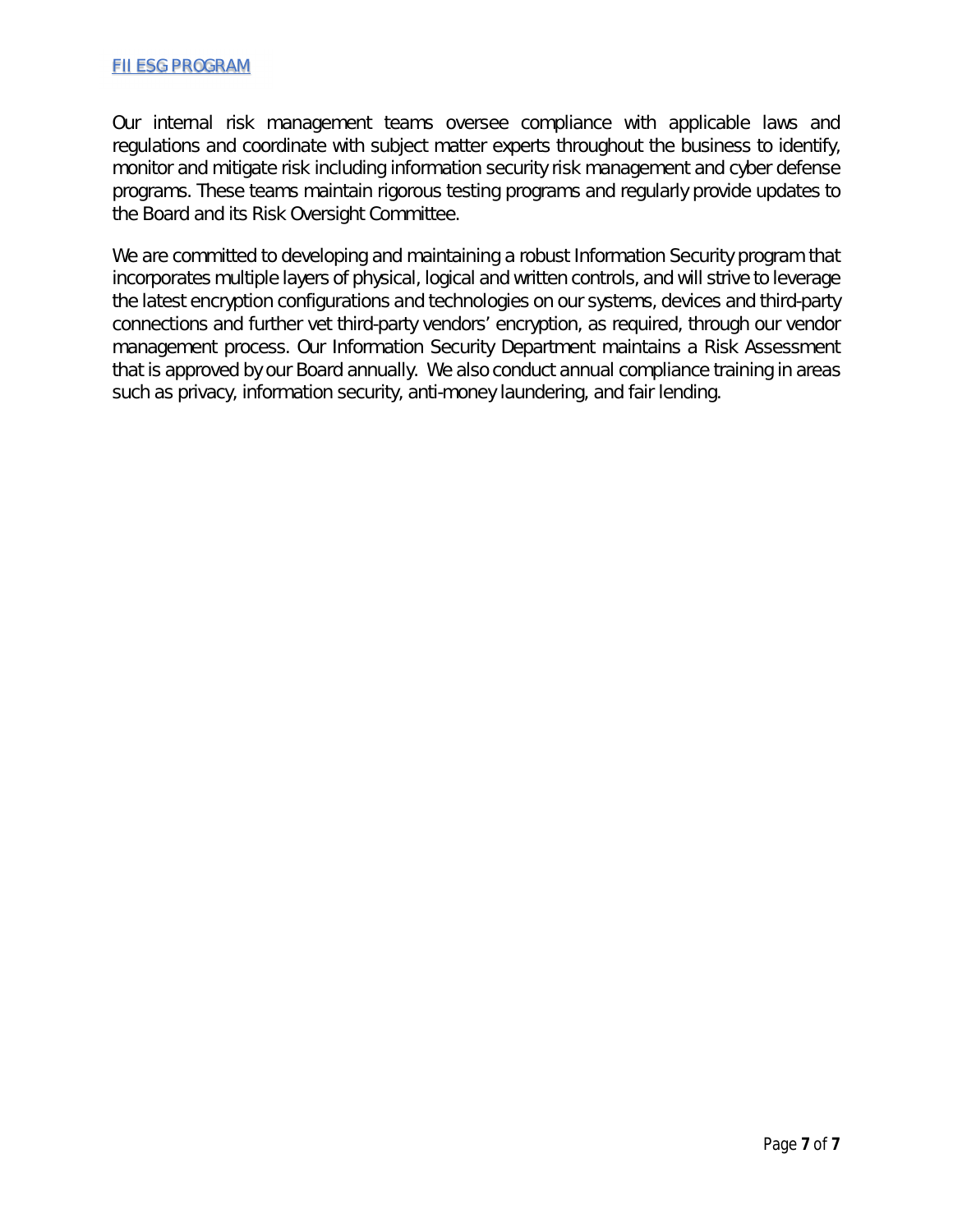Our internal risk management teams oversee compliance with applicable laws and regulations and coordinate with subject matter experts throughout the business to identify, monitor and mitigate risk including information security risk management and cyber defense programs. These teams maintain rigorous testing programs and regularly provide updates to the Board and its Risk Oversight Committee.

We are committed to developing and maintaining a robust Information Security program that incorporates multiple layers of physical, logical and written controls, and will strive to leverage the latest encryption configurations and technologies on our systems, devices and third-party connections and further vet third-party vendors' encryption, as required, through our vendor management process. Our Information Security Department maintains a Risk Assessment that is approved by our Board annually. We also conduct annual compliance training in areas such as privacy, information security, anti-money laundering, and fair lending.